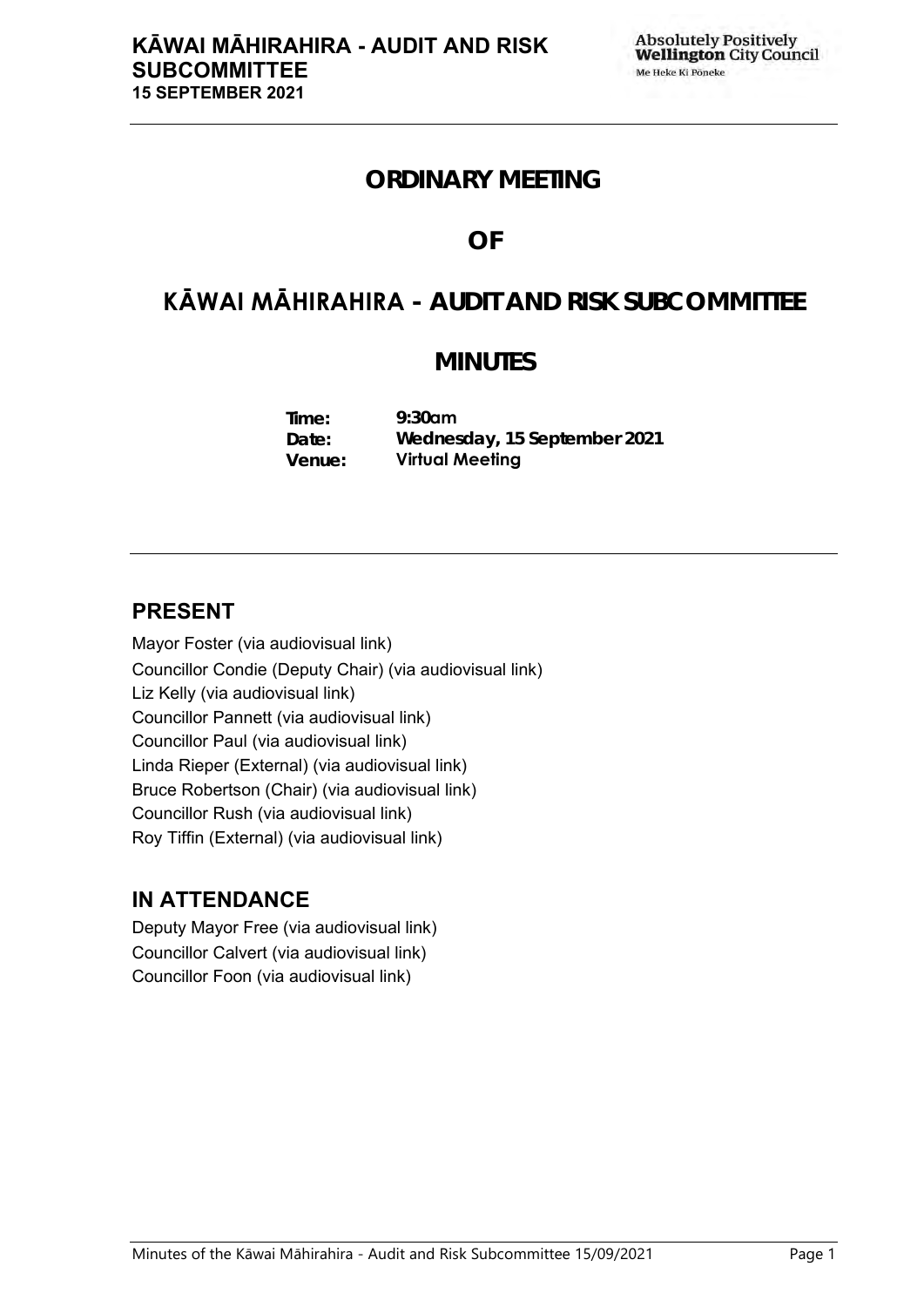# ORDINARY MEETING

# OF

# KĀWAI MĀHIRAHIRA - AUDIT AND RISK SUBCOMMITTEE

# MINUTES

**Time:** 9:30am
**Date:** Wednesday, 15 September 2021
**Venue:** Virtual Meeting

## PRESENT

Mayor Foster (via audiovisual link)
Councillor Condie (Deputy Chair) (via audiovisual link)
Liz Kelly (via audiovisual link)
Councillor Pannett (via audiovisual link)
Councillor Paul (via audiovisual link)
Linda Rieper (External) (via audiovisual link)
Bruce Robertson (Chair) (via audiovisual link)
Councillor Rush (via audiovisual link)
Roy Tiffin (External) (via audiovisual link)

## IN ATTENDANCE

Deputy Mayor Free (via audiovisual link)
Councillor Calvert (via audiovisual link)
Councillor Foon (via audiovisual link)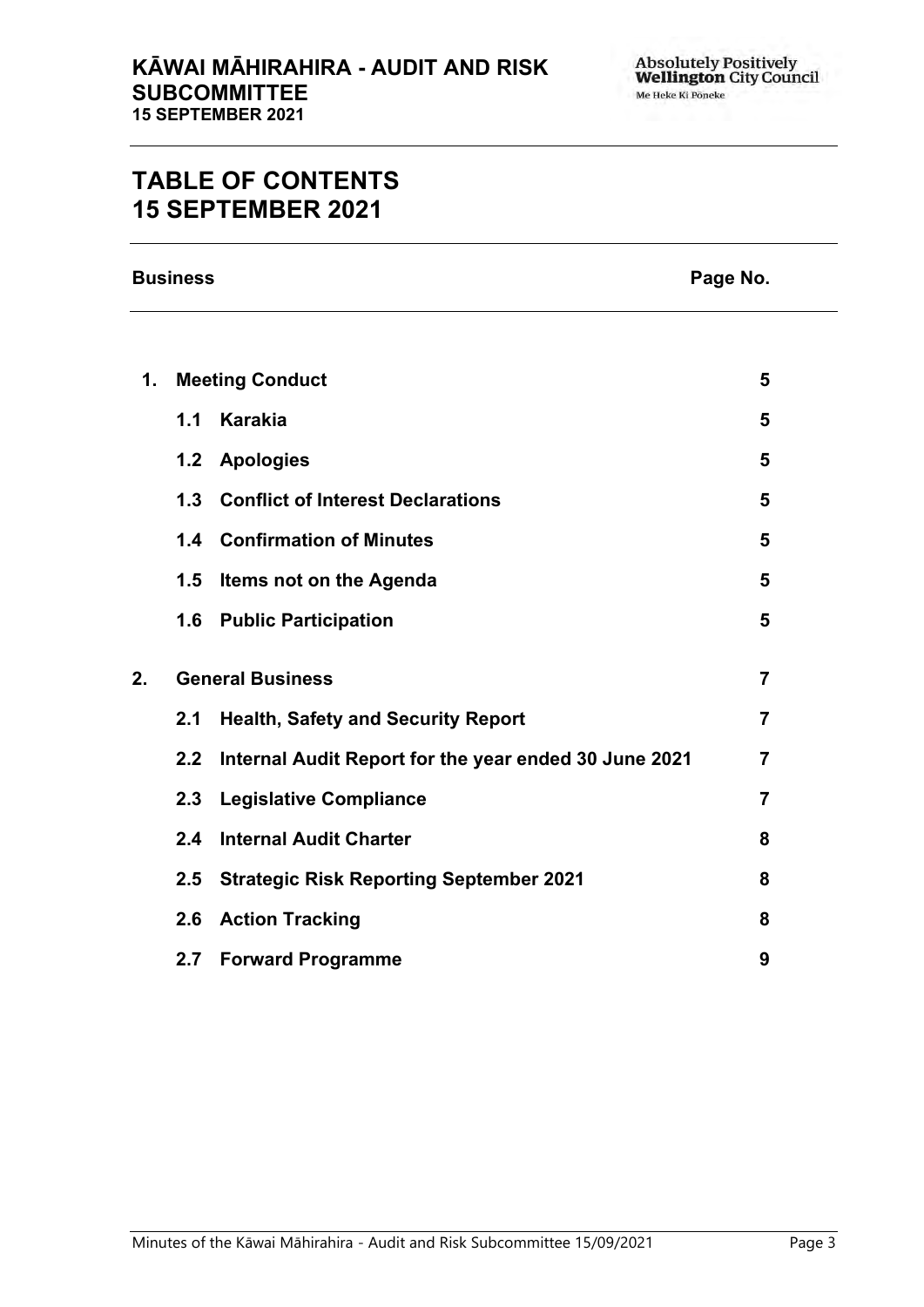# TABLE OF CONTENTS
# 15 SEPTEMBER 2021

| Business | | | Page No. |
|---|---|---|---|
| **1.** | **Meeting Conduct** | | **5** |
| | **1.1** | **Karakia** | **5** |
| | **1.2** | **Apologies** | **5** |
| | **1.3** | **Conflict of Interest Declarations** | **5** |
| | **1.4** | **Confirmation of Minutes** | **5** |
| | **1.5** | **Items not on the Agenda** | **5** |
| | **1.6** | **Public Participation** | **5** |
| **2.** | **General Business** | | **7** |
| | **2.1** | **Health, Safety and Security Report** | **7** |
| | **2.2** | **Internal Audit Report for the year ended 30 June 2021** | **7** |
| | **2.3** | **Legislative Compliance** | **7** |
| | **2.4** | **Internal Audit Charter** | **8** |
| | **2.5** | **Strategic Risk Reporting September 2021** | **8** |
| | **2.6** | **Action Tracking** | **8** |
| | **2.7** | **Forward Programme** | **9** |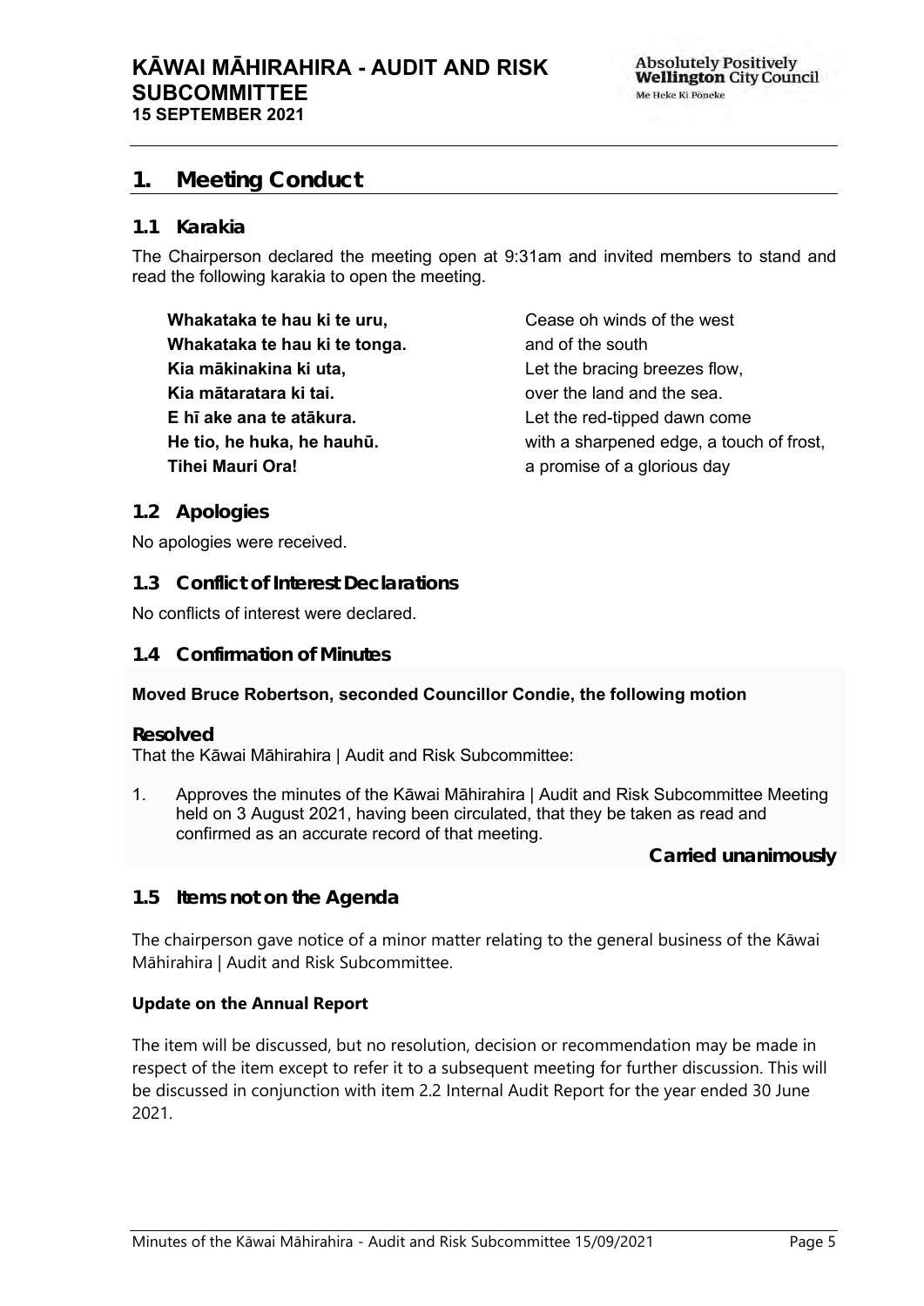# 1. Meeting Conduct

## 1.1 Karakia

The Chairperson declared the meeting open at 9:31am and invited members to stand and read the following karakia to open the meeting.

| | |
|---|---|
| **Whakataka te hau ki te uru,** | Cease oh winds of the west |
| **Whakataka te hau ki te tonga.** | and of the south |
| **Kia mākinakina ki uta,** | Let the bracing breezes flow, |
| **Kia mātaratara ki tai.** | over the land and the sea. |
| **E hī ake ana te atākura.** | Let the red-tipped dawn come |
| **He tio, he huka, he hauhū.** | with a sharpened edge, a touch of frost, |
| **Tihei Mauri Ora!** | a promise of a glorious day |

## 1.2 Apologies

No apologies were received.

## 1.3 Conflict of Interest Declarations

No conflicts of interest were declared.

## 1.4 Confirmation of Minutes

**Moved Bruce Robertson, seconded Councillor Condie, the following motion**

**Resolved**

That the Kāwai Māhirahira | Audit and Risk Subcommittee:

1. Approves the minutes of the Kāwai Māhirahira | Audit and Risk Subcommittee Meeting held on 3 August 2021, having been circulated, that they be taken as read and confirmed as an accurate record of that meeting.

***Carried unanimously***

## 1.5 Items not on the Agenda

The chairperson gave notice of a minor matter relating to the general business of the Kāwai Māhirahira | Audit and Risk Subcommittee.

**Update on the Annual Report**

The item will be discussed, but no resolution, decision or recommendation may be made in respect of the item except to refer it to a subsequent meeting for further discussion. This will be discussed in conjunction with item 2.2 Internal Audit Report for the year ended 30 June 2021.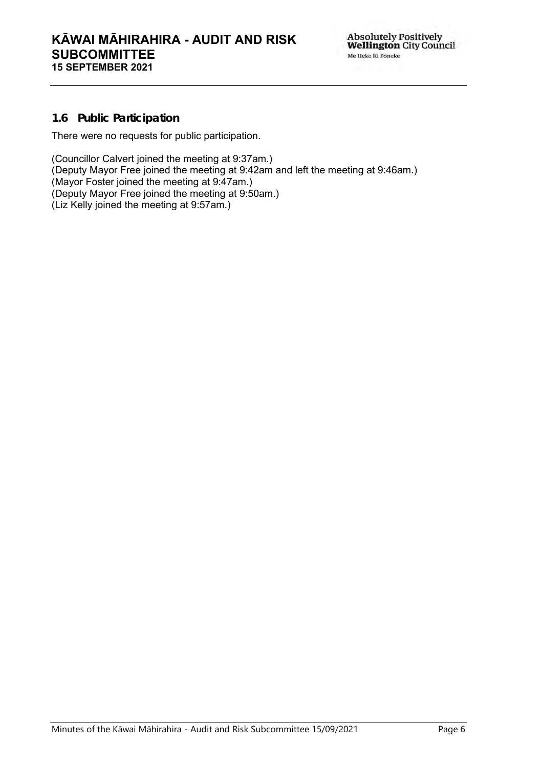### 1.6 Public Participation

There were no requests for public participation.

(Councillor Calvert joined the meeting at 9:37am.)
(Deputy Mayor Free joined the meeting at 9:42am and left the meeting at 9:46am.)
(Mayor Foster joined the meeting at 9:47am.)
(Deputy Mayor Free joined the meeting at 9:50am.)
(Liz Kelly joined the meeting at 9:57am.)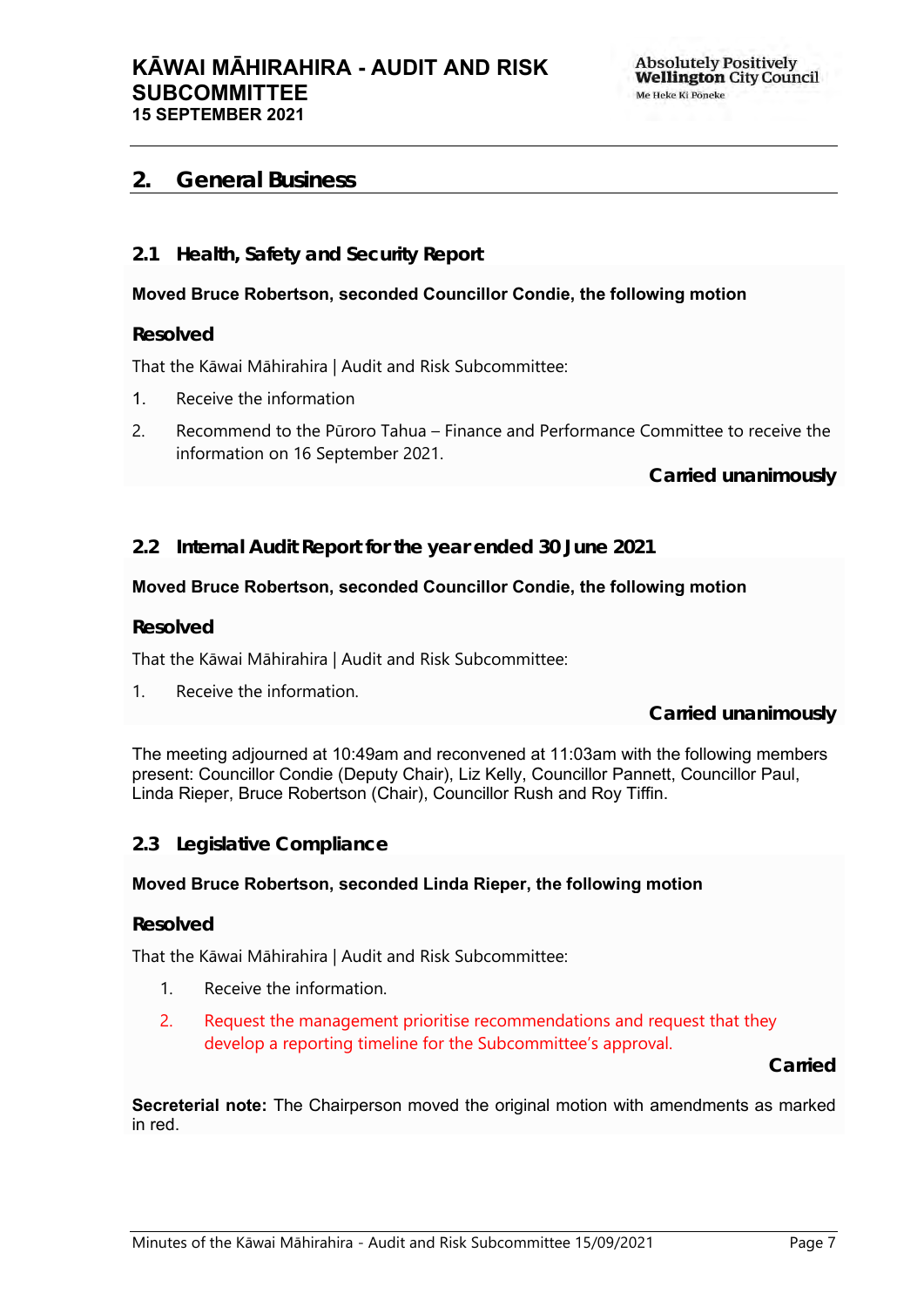## 2. General Business

### 2.1 Health, Safety and Security Report

**Moved Bruce Robertson, seconded Councillor Condie, the following motion**

**Resolved**

That the Kāwai Māhirahira | Audit and Risk Subcommittee:

1. Receive the information
2. Recommend to the Pūroro Tahua – Finance and Performance Committee to receive the information on 16 September 2021.

**Carried unanimously**

### 2.2 Internal Audit Report for the year ended 30 June 2021

**Moved Bruce Robertson, seconded Councillor Condie, the following motion**

**Resolved**

That the Kāwai Māhirahira | Audit and Risk Subcommittee:

1. Receive the information.

**Carried unanimously**

The meeting adjourned at 10:49am and reconvened at 11:03am with the following members present: Councillor Condie (Deputy Chair), Liz Kelly, Councillor Pannett, Councillor Paul, Linda Rieper, Bruce Robertson (Chair), Councillor Rush and Roy Tiffin.

### 2.3 Legislative Compliance

**Moved Bruce Robertson, seconded Linda Rieper, the following motion**

**Resolved**

That the Kāwai Māhirahira | Audit and Risk Subcommittee:

1. Receive the information.
2. Request the management prioritise recommendations and request that they develop a reporting timeline for the Subcommittee's approval.

**Carried**

**Secreterial note:** The Chairperson moved the original motion with amendments as marked in red.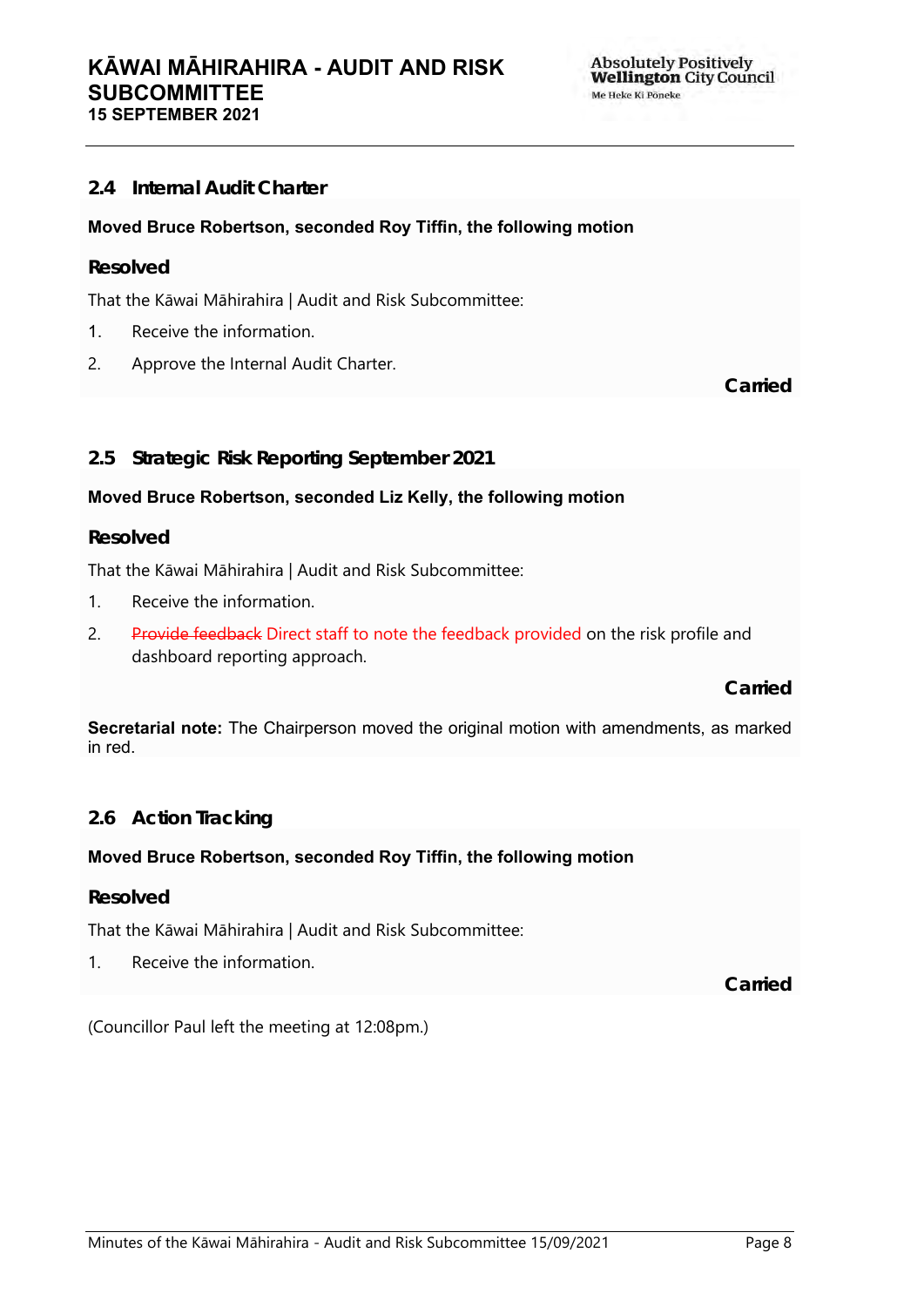### 2.4 Internal Audit Charter

**Moved Bruce Robertson, seconded Roy Tiffin, the following motion**

#### Resolved

That the Kāwai Māhirahira | Audit and Risk Subcommittee:

1. Receive the information.
2. Approve the Internal Audit Charter.

**Carried**

### 2.5 Strategic Risk Reporting September 2021

**Moved Bruce Robertson, seconded Liz Kelly, the following motion**

#### Resolved

That the Kāwai Māhirahira | Audit and Risk Subcommittee:

1. Receive the information.
2. ~~Provide feedback~~ Direct staff to note the feedback provided on the risk profile and dashboard reporting approach.

**Carried**

**Secretarial note:** The Chairperson moved the original motion with amendments, as marked in red.

### 2.6 Action Tracking

**Moved Bruce Robertson, seconded Roy Tiffin, the following motion**

#### Resolved

That the Kāwai Māhirahira | Audit and Risk Subcommittee:

1. Receive the information.

**Carried**

(Councillor Paul left the meeting at 12:08pm.)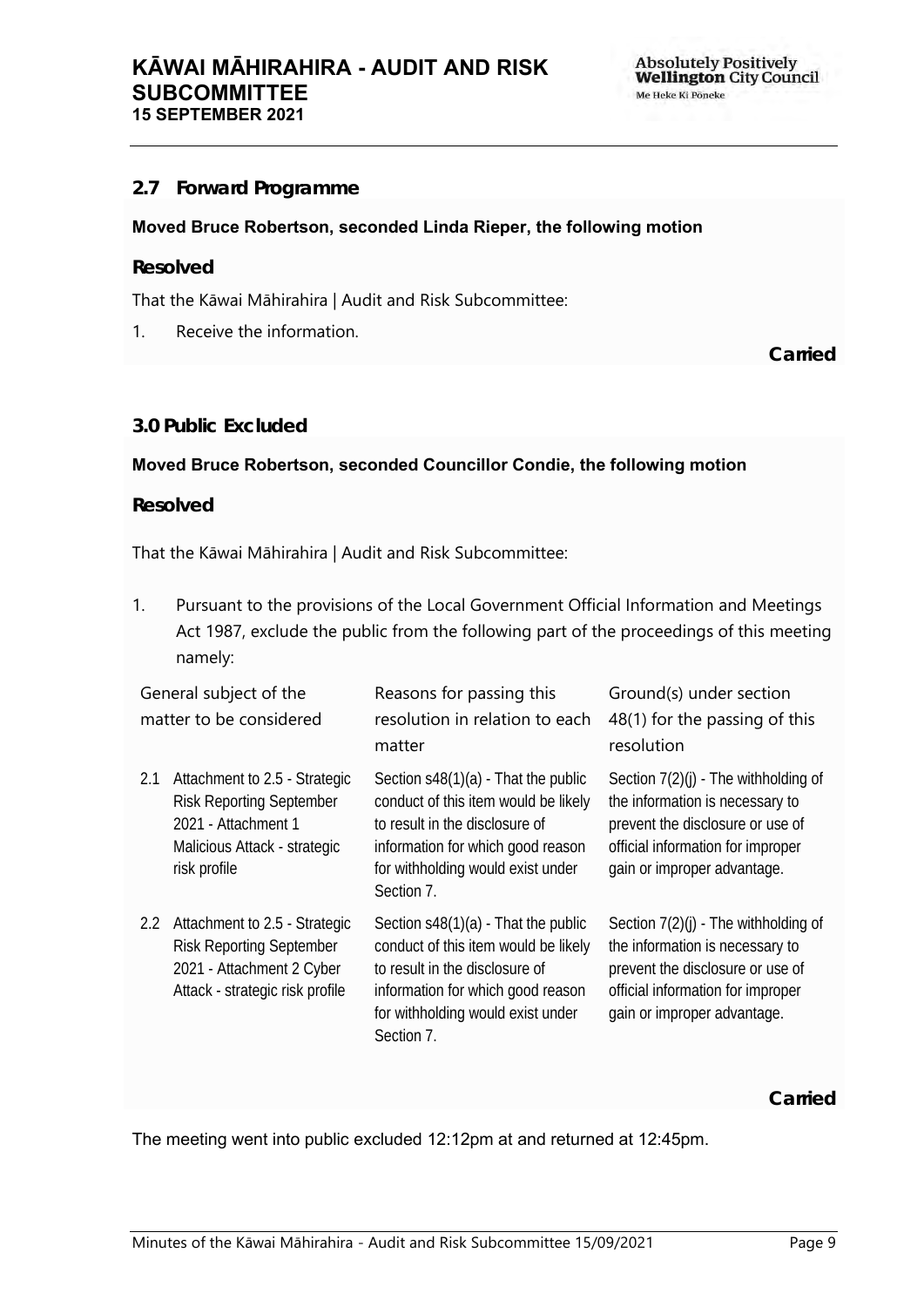## 2.7 Forward Programme

**Moved Bruce Robertson, seconded Linda Rieper, the following motion**

### Resolved

That the Kāwai Māhirahira | Audit and Risk Subcommittee:

1. Receive the information.

**Carried**

## 3.0 Public Excluded

**Moved Bruce Robertson, seconded Councillor Condie, the following motion**

### Resolved

That the Kāwai Māhirahira | Audit and Risk Subcommittee:

1. Pursuant to the provisions of the Local Government Official Information and Meetings Act 1987, exclude the public from the following part of the proceedings of this meeting namely:

| General subject of the matter to be considered | Reasons for passing this resolution in relation to each matter | Ground(s) under section 48(1) for the passing of this resolution |
|---|---|---|
| 2.1 Attachment to 2.5 - Strategic Risk Reporting September 2021 - Attachment 1 Malicious Attack - strategic risk profile | Section s48(1)(a) - That the public conduct of this item would be likely to result in the disclosure of information for which good reason for withholding would exist under Section 7. | Section 7(2)(j) - The withholding of the information is necessary to prevent the disclosure or use of official information for improper gain or improper advantage. |
| 2.2 Attachment to 2.5 - Strategic Risk Reporting September 2021 - Attachment 2 Cyber Attack - strategic risk profile | Section s48(1)(a) - That the public conduct of this item would be likely to result in the disclosure of information for which good reason for withholding would exist under Section 7. | Section 7(2)(j) - The withholding of the information is necessary to prevent the disclosure or use of official information for improper gain or improper advantage. |

**Carried**

The meeting went into public excluded 12:12pm at and returned at 12:45pm.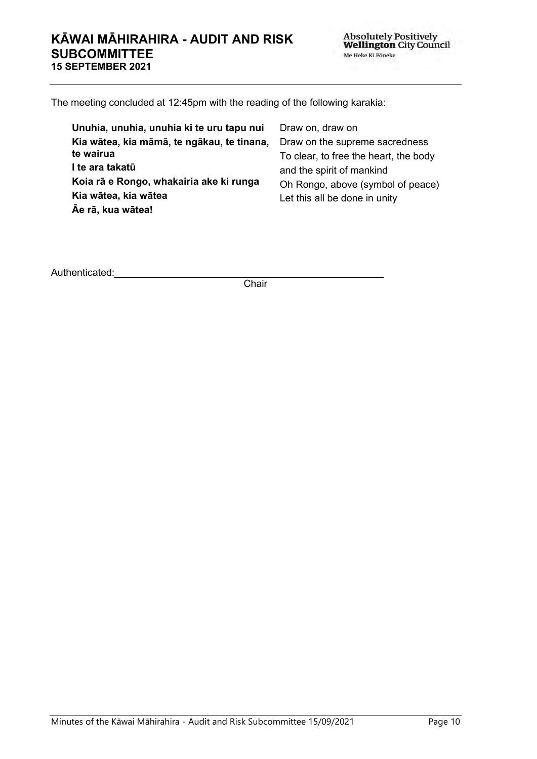The meeting concluded at 12:45pm with the reading of the following karakia:

| | |
|---|---|
| **Unuhia, unuhia, unuhia ki te uru tapu nui** | Draw on, draw on |
| **Kia wātea, kia māmā, te ngākau, te tinana, te wairua** | Draw on the supreme sacredness |
| **I te ara takatū** | To clear, to free the heart, the body |
| **Koia rā e Rongo, whakairia ake ki runga** | and the spirit of mankind |
| **Kia wātea, kia wātea** | Oh Rongo, above (symbol of peace) |
| **Āe rā, kua wātea!** | Let this all be done in unity |

Authenticated: \_\_\_\_\_\_\_\_\_\_\_\_\_\_\_\_\_\_\_\_\_\_\_\_\_\_\_\_\_\_\_\_\_\_\_\_\_\_\_\_

Chair